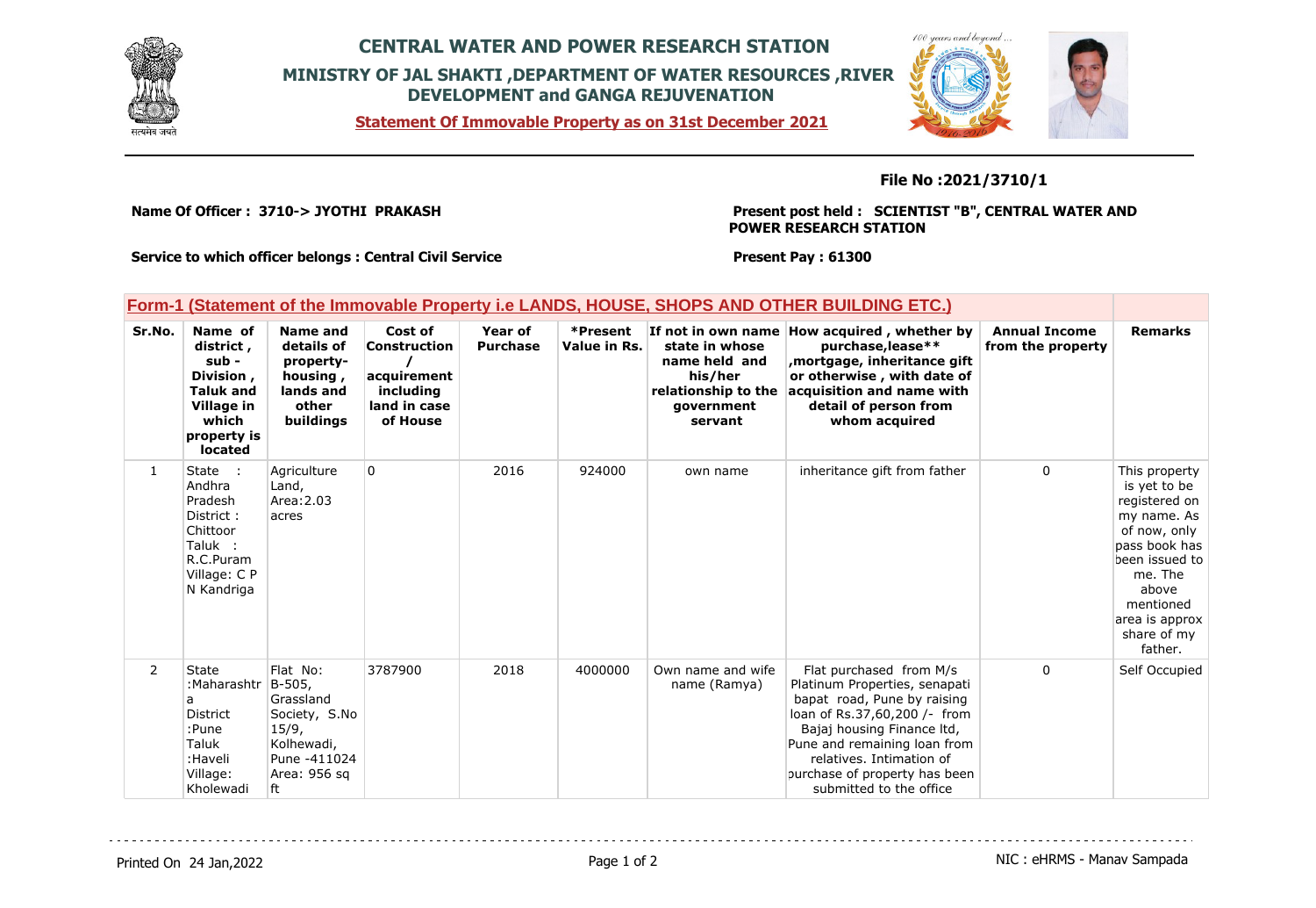# CENTRAL WATER AND POWER RESEARCH STATION

## MINISTRY OF JAL SHAKTI ,DEPARTMENT OF WATER RESOURCES ,RIVER DEVELOPMENT and GANGA REJUVENATION

**Statement Of Immovable Property as on 31st December 2021**

**File No :2021/3710/1**

**Name Of Officer : 3710-> JYOTHI PRAKASH**

**Present post held : SCIENTIST "B", CENTRAL WATER AND POWER RESEARCH STATION**

**Service to which officer belongs : Central Civil Service**

**Present Pay : 61300**

### Form-1 (Statement of the Immovable Property i.e LANDS, HOUSE, SHOPS AND OTHER BUILDING ETC.)

| Sr.No. | Name of district , sub - Division , Taluk and Village in which property is located | Name and details of property- housing , lands and other buildings | Cost of Construction / acquirement including land in case of House | Year of Purchase | *Present Value in Rs. | If not in own name state in whose name held and his/her relationship to the government servant | How acquired , whether by purchase,lease** ,mortgage, inheritance gift or otherwise , with date of acquisition and name with detail of person from whom acquired | Annual Income from the property | Remarks |
|---|---|---|---|---|---|---|---|---|---|
| 1 | State : Andhra Pradesh District : Chittoor Taluk : R.C.Puram Village: C P N Kandriga | Agriculture Land, Area:2.03 acres | 0 | 2016 | 924000 | own name | inheritance gift from father | 0 | This property is yet to be registered on my name. As of now, only pass book has been issued to me. The above mentioned area is approx share of my father. |
| 2 | State :Maharashtra District :Pune Taluk :Haveli Village: Kholewadi | Flat No: B-505, Grassland Society, S.No 15/9, Kolhewadi, Pune -411024 Area: 956 sq ft | 3787900 | 2018 | 4000000 | Own name and wife name (Ramya) | Flat purchased from M/s Platinum Properties, senapati bapat road, Pune by raising loan of Rs.37,60,200 /- from Bajaj housing Finance ltd, Pune and remaining loan from relatives. Intimation of purchase of property has been submitted to the office | 0 | Self Occupied |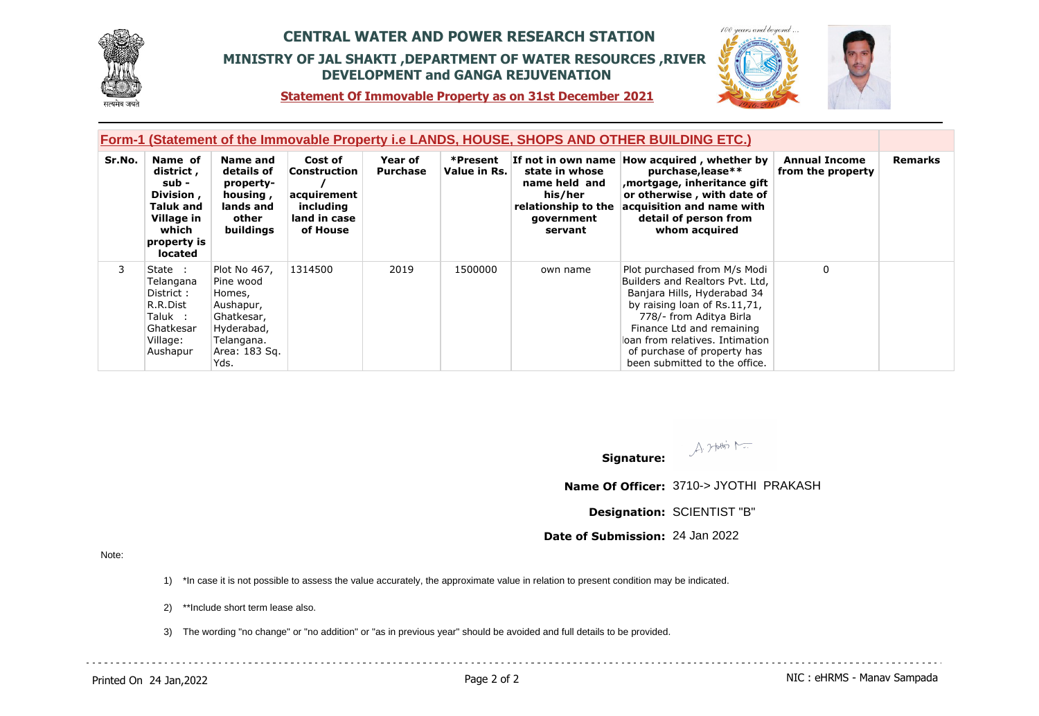# CENTRAL WATER AND POWER RESEARCH STATION

## MINISTRY OF JAL SHAKTI ,DEPARTMENT OF WATER RESOURCES ,RIVER DEVELOPMENT and GANGA REJUVENATION

**Statement Of Immovable Property as on 31st December 2021**

### Form-1 (Statement of the Immovable Property i.e LANDS, HOUSE, SHOPS AND OTHER BUILDING ETC.)

| Sr.No. | Name of district , sub - Division , Taluk and Village in which property is located | Name and details of property-housing , lands and other buildings | Cost of Construction / acquirement including land in case of House | Year of Purchase | *Present Value in Rs. | If not in own name state in whose name held and his/her relationship to the government servant | How acquired , whether by purchase,lease** ,mortgage, inheritance gift or otherwise , with date of acquisition and name with detail of person from whom acquired | Annual Income from the property | Remarks |
|---|---|---|---|---|---|---|---|---|---|
| 3 | State : Telangana District : R.R.Dist Taluk : Ghatkesar Village: Aushapur | Plot No 467, Pine wood Homes, Aushapur, Ghatkesar, Hyderabad, Telangana. Area: 183 Sq. Yds. | 1314500 | 2019 | 1500000 | own name | Plot purchased from M/s Modi Builders and Realtors Pvt. Ltd, Banjara Hills, Hyderabad 34 by raising loan of Rs.11,71, 778/- from Aditya Birla Finance Ltd and remaining loan from relatives. Intimation of purchase of property has been submitted to the office. | 0 | |

**Signature:**

**Name Of Officer:** 3710-> JYOTHI PRAKASH

**Designation:** SCIENTIST "B"

**Date of Submission:** 24 Jan 2022

Note:

1) *In case it is not possible to assess the value accurately, the approximate value in relation to present condition may be indicated.

2) **Include short term lease also.

3) The wording "no change" or "no addition" or "as in previous year" should be avoided and full details to be provided.

Printed On 24 Jan,2022

NIC : eHRMS - Manav Sampada